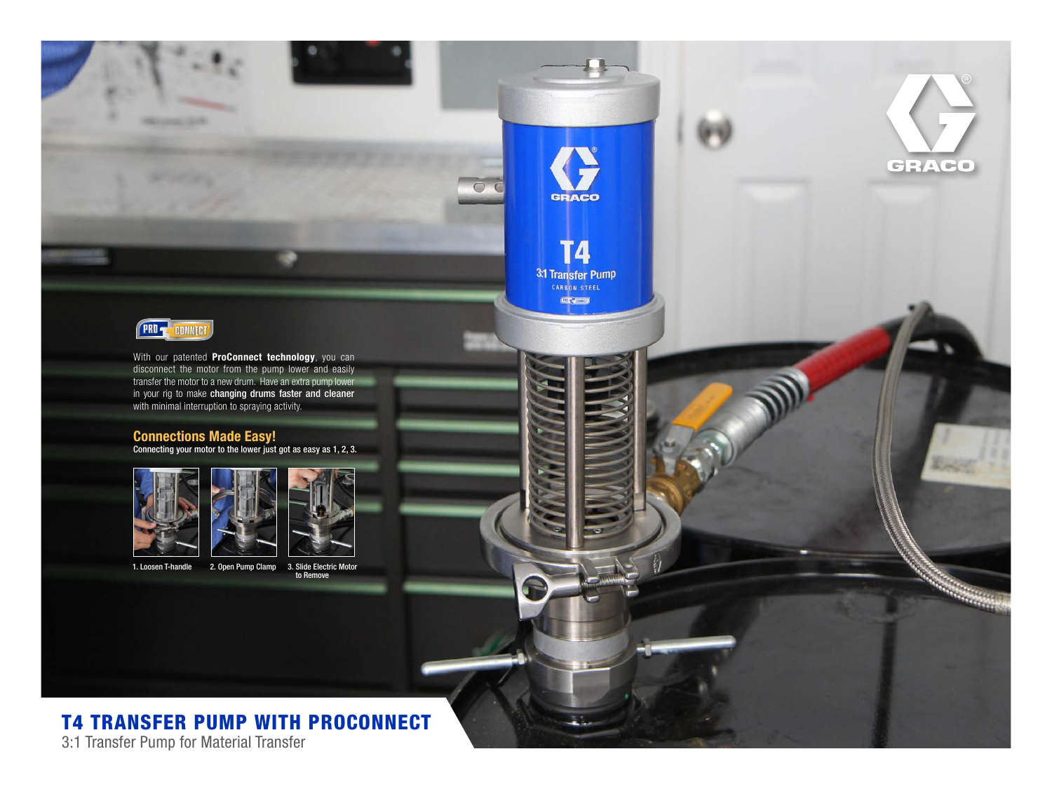With our patented **ProConnect technology**, you can disconnect the motor from the pump lower and easily transfer the motor to a new drum. Have an extra pump lower in your rig to make **changing drums faster and cleaner** with minimal interruption to spraying activity.

## Connections Made Easy!

**Connecting your motor to the lower just got as easy as 1, 2, 3.**

1. Loosen T-handle
2. Open Pump Clamp
3. Slide Electric Motor to Remove

# T4 TRANSFER PUMP WITH PROCONNECT

3:1 Transfer Pump for Material Transfer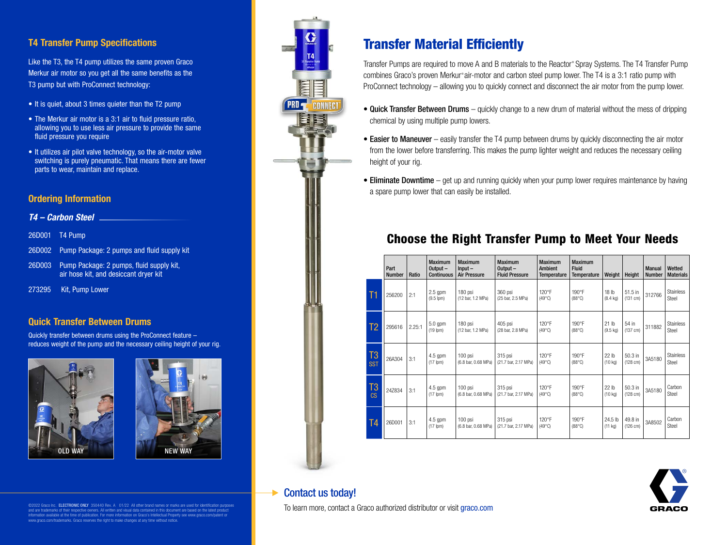## T4 Transfer Pump Specifications

Like the T3, the T4 pump utilizes the same proven Graco Merkur air motor so you get all the same benefits as the T3 pump but with ProConnect technology:

- It is quiet, about 3 times quieter than the T2 pump
- The Merkur air motor is a 3:1 air to fluid pressure ratio, allowing you to use less air pressure to provide the same fluid pressure you require
- It utilizes air pilot valve technology, so the air-motor valve switching is purely pneumatic. That means there are fewer parts to wear, maintain and replace.

## Ordering Information

### *T4 – Carbon Steel*

| | |
|---|---|
| 26D001 | T4 Pump |
| 26D002 | Pump Package: 2 pumps and fluid supply kit |
| 26D003 | Pump Package: 2 pumps, fluid supply kit, air hose kit, and desiccant dryer kit |
| 273295 | Kit, Pump Lower |

## Quick Transfer Between Drums

Quickly transfer between drums using the ProConnect feature – reduces weight of the pump and the necessary ceiling height of your rig.

OLD WAY

NEW WAY

©2022 Graco Inc. **ELECTRONIC ONLY** 350440 Rev. A 01/22 All other brand names or marks are used for identification purposes and are trademarks of their respective owners. All written and visual data contained in this document are based on the latest product information available at the time of publication. For more information on Graco's Intellectual Property see www.graco.com/patent or www.graco.com/trademarks. Graco reserves the right to make changes at any time without notice.

# Transfer Material Efficiently

Transfer Pumps are required to move A and B materials to the Reactor® Spray Systems. The T4 Transfer Pump combines Graco's proven Merkur® air-motor and carbon steel pump lower. The T4 is a 3:1 ratio pump with ProConnect technology – allowing you to quickly connect and disconnect the air motor from the pump lower.

- **Quick Transfer Between Drums** – quickly change to a new drum of material without the mess of dripping chemical by using multiple pump lowers.
- **Easier to Maneuver** – easily transfer the T4 pump between drums by quickly disconnecting the air motor from the lower before transferring. This makes the pump lighter weight and reduces the necessary ceiling height of your rig.
- **Eliminate Downtime** – get up and running quickly when your pump lower requires maintenance by having a spare pump lower that can easily be installed.

## Choose the Right Transfer Pump to Meet Your Needs

| | Part Number | Ratio | Maximum Output – Continuous | Maximum Input – Air Pressure | Maximum Output – Fluid Pressure | Maximum Ambient Temperature | Maximum Fluid Temperature | Weight | Height | Manual Number | Wetted Materials |
|---|---|---|---|---|---|---|---|---|---|---|---|
| T1 | 256200 | 2:1 | 2.5 gpm (9.5 lpm) | 180 psi (12 bar, 1.2 MPa) | 360 psi (25 bar, 2.5 MPa) | 120°F (49°C) | 190°F (88°C) | 18 lb (8.4 kg) | 51.5 in (131 cm) | 312766 | Stainless Steel |
| T2 | 295616 | 2.25:1 | 5.0 gpm (19 lpm) | 180 psi (12 bar, 1.2 MPa) | 405 psi (28 bar, 2.8 MPa) | 120°F (49°C) | 190°F (88°C) | 21 lb (9.5 kg) | 54 in (137 cm) | 311882 | Stainless Steel |
| T3 SST | 26A304 | 3:1 | 4.5 gpm (17 lpm) | 100 psi (6.8 bar, 0.68 MPa) | 315 psi (21.7 bar, 2.17 MPa) | 120°F (49°C) | 190°F (88°C) | 22 lb (10 kg) | 50.3 in (128 cm) | 3A5180 | Stainless Steel |
| T3 CS | 24Z834 | 3:1 | 4.5 gpm (17 lpm) | 100 psi (6.8 bar, 0.68 MPa) | 315 psi (21.7 bar, 2.17 MPa) | 120°F (49°C) | 190°F (88°C) | 22 lb (10 kg) | 50.3 in (128 cm) | 3A5180 | Carbon Steel |
| T4 | 26D001 | 3:1 | 4.5 gpm (17 lpm) | 100 psi (6.8 bar, 0.68 MPa) | 315 psi (21.7 bar, 2.17 MPa) | 120°F (49°C) | 190°F (88°C) | 24.5 lb (11 kg) | 49.8 in (126 cm) | 3A8502 | Carbon Steel |

## Contact us today!

To learn more, contact a Graco authorized distributor or visit graco.com